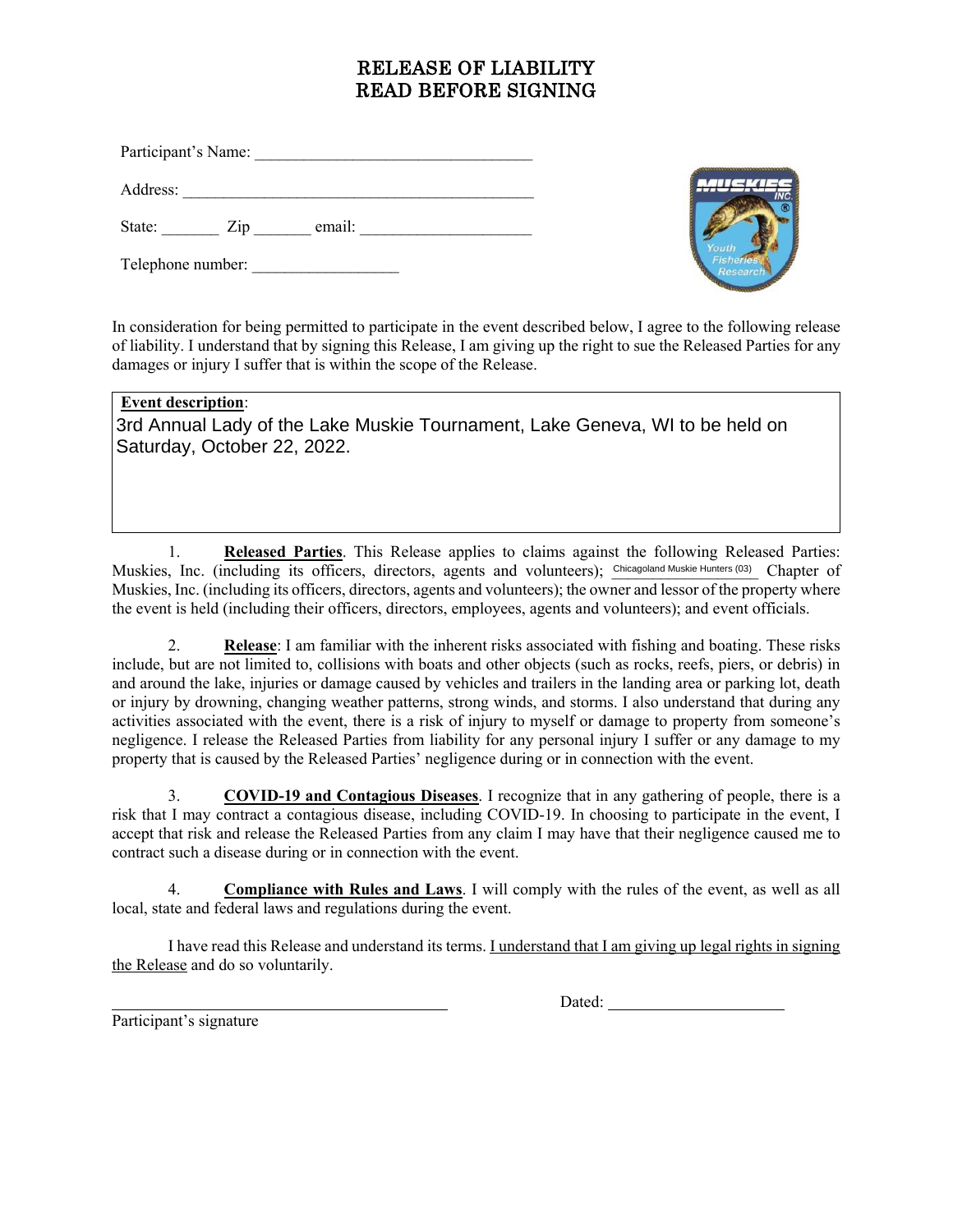# RELEASE OF LIABILITY
# READ BEFORE SIGNING

Participant's Name: ___________________________________

Address: _____________________________________________

State: _______ Zip _______ email: _____________________

Telephone number: __________________

In consideration for being permitted to participate in the event described below, I agree to the following release of liability. I understand that by signing this Release, I am giving up the right to sue the Released Parties for any damages or injury I suffer that is within the scope of the Release.

**Event description**:
3rd Annual Lady of the Lake Muskie Tournament, Lake Geneva, WI to be held on Saturday, October 22, 2022.

1. **Released Parties**. This Release applies to claims against the following Released Parties: Muskies, Inc. (including its officers, directors, agents and volunteers); Chicagoland Muskie Hunters (03) Chapter of Muskies, Inc. (including its officers, directors, agents and volunteers); the owner and lessor of the property where the event is held (including their officers, directors, employees, agents and volunteers); and event officials.

2. **Release**: I am familiar with the inherent risks associated with fishing and boating. These risks include, but are not limited to, collisions with boats and other objects (such as rocks, reefs, piers, or debris) in and around the lake, injuries or damage caused by vehicles and trailers in the landing area or parking lot, death or injury by drowning, changing weather patterns, strong winds, and storms. I also understand that during any activities associated with the event, there is a risk of injury to myself or damage to property from someone's negligence. I release the Released Parties from liability for any personal injury I suffer or any damage to my property that is caused by the Released Parties' negligence during or in connection with the event.

3. **COVID-19 and Contagious Diseases**. I recognize that in any gathering of people, there is a risk that I may contract a contagious disease, including COVID-19. In choosing to participate in the event, I accept that risk and release the Released Parties from any claim I may have that their negligence caused me to contract such a disease during or in connection with the event.

4. **Compliance with Rules and Laws**. I will comply with the rules of the event, as well as all local, state and federal laws and regulations during the event.

I have read this Release and understand its terms. I understand that I am giving up legal rights in signing the Release and do so voluntarily.

_________________________________________ Dated: ______________________

Participant's signature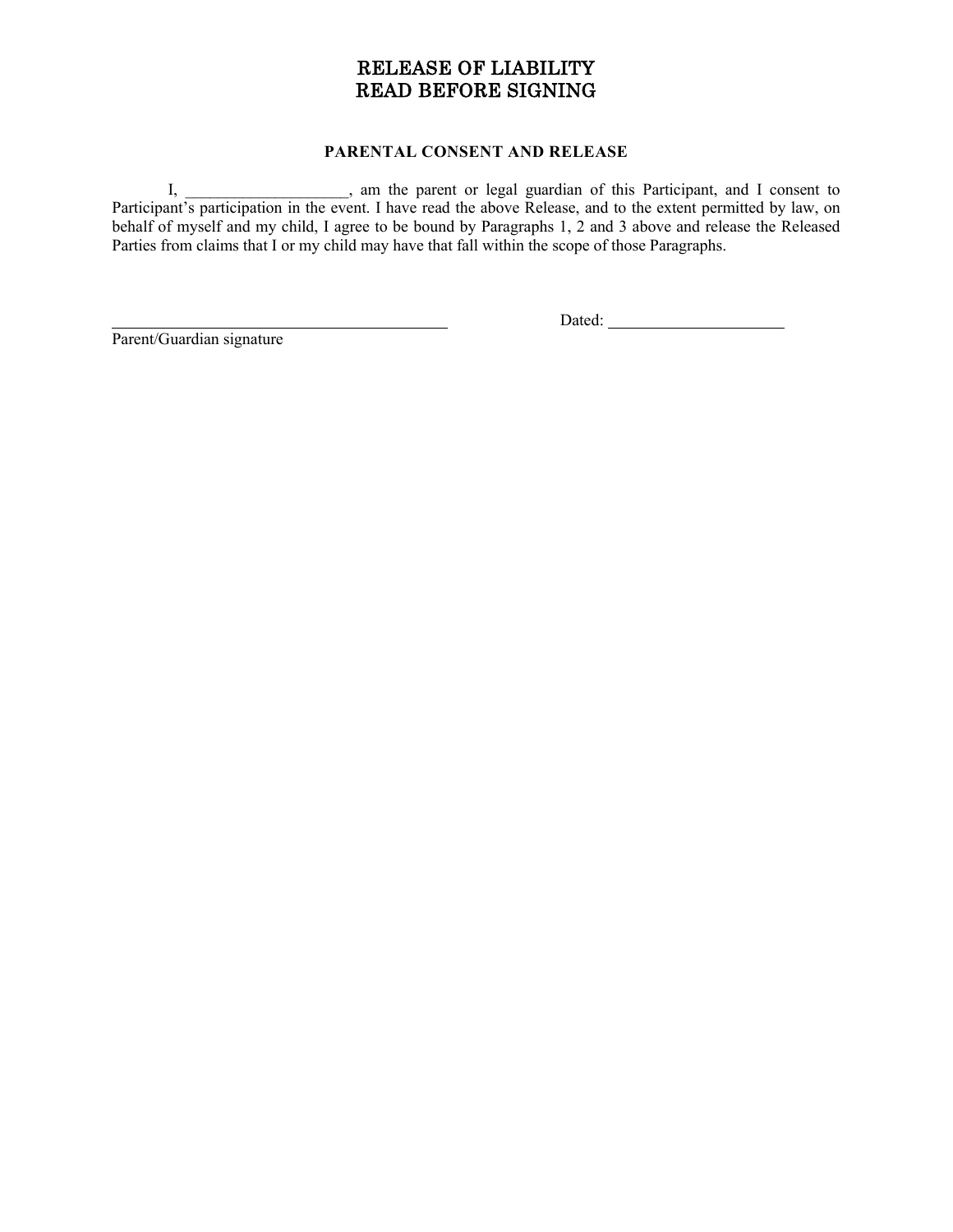# RELEASE OF LIABILITY
# READ BEFORE SIGNING

### PARENTAL CONSENT AND RELEASE

I, ____________________, am the parent or legal guardian of this Participant, and I consent to Participant's participation in the event. I have read the above Release, and to the extent permitted by law, on behalf of myself and my child, I agree to be bound by Paragraphs 1, 2 and 3 above and release the Released Parties from claims that I or my child may have that fall within the scope of those Paragraphs.

__________________________________________ Dated: ______________________

Parent/Guardian signature